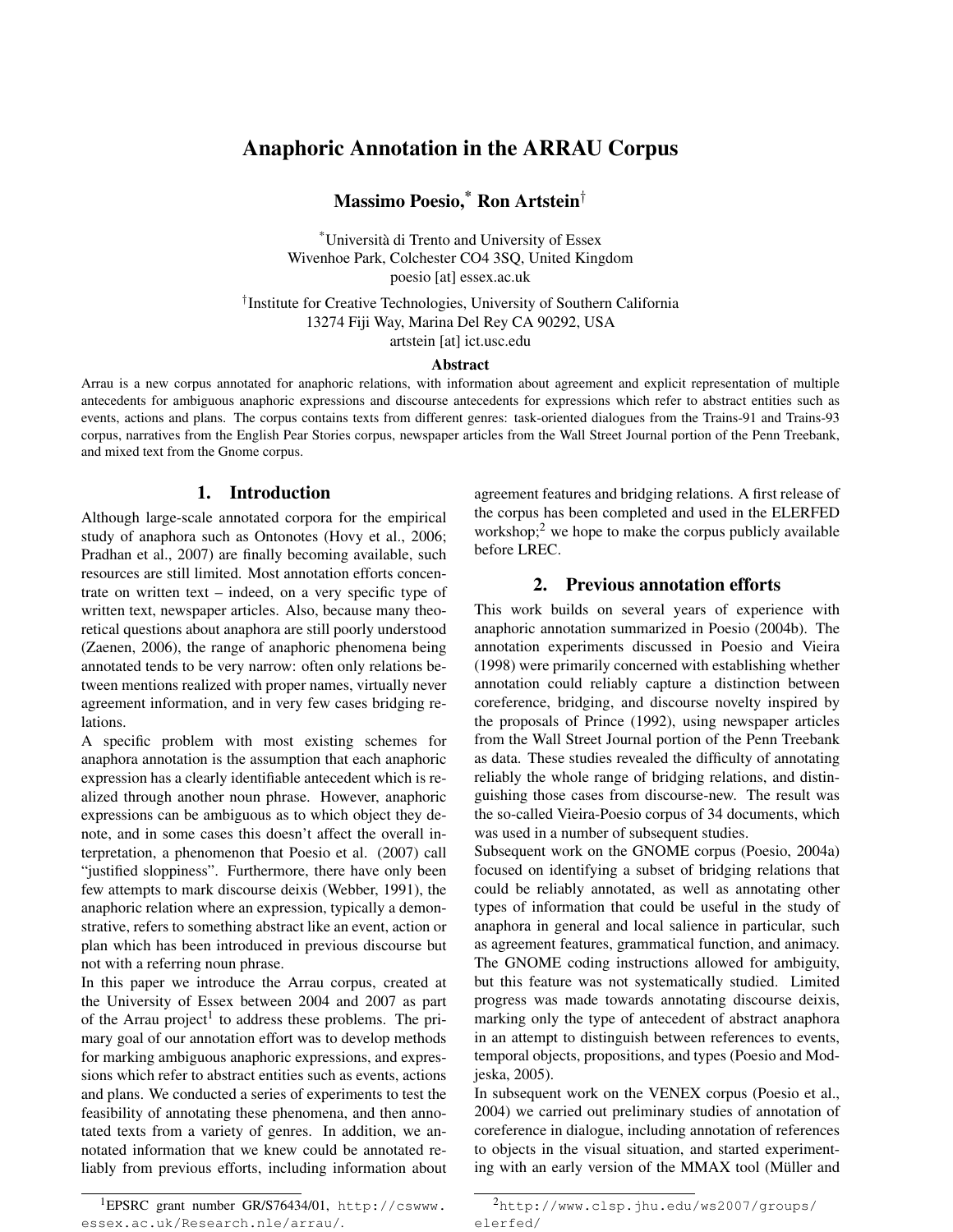# Anaphoric Annotation in the ARRAU Corpus

**Massimo Poesio,[*] Ron Artstein[†]**

[*]Università di Trento and University of Essex
Wivenhoe Park, Colchester CO4 3SQ, United Kingdom
poesio [at] essex.ac.uk

[†]Institute for Creative Technologies, University of Southern California
13274 Fiji Way, Marina Del Rey CA 90292, USA
artstein [at] ict.usc.edu

**Abstract**

Arrau is a new corpus annotated for anaphoric relations, with information about agreement and explicit representation of multiple antecedents for ambiguous anaphoric expressions and discourse antecedents for expressions which refer to abstract entities such as events, actions and plans. The corpus contains texts from different genres: task-oriented dialogues from the Trains-91 and Trains-93 corpus, narratives from the English Pear Stories corpus, newspaper articles from the Wall Street Journal portion of the Penn Treebank, and mixed text from the Gnome corpus.

## 1. Introduction

Although large-scale annotated corpora for the empirical study of anaphora such as Ontonotes (Hovy et al., 2006; Pradhan et al., 2007) are finally becoming available, such resources are still limited. Most annotation efforts concentrate on written text – indeed, on a very specific type of written text, newspaper articles. Also, because many theoretical questions about anaphora are still poorly understood (Zaenen, 2006), the range of anaphoric phenomena being annotated tends to be very narrow: often only relations between mentions realized with proper names, virtually never agreement information, and in very few cases bridging relations.

A specific problem with most existing schemes for anaphora annotation is the assumption that each anaphoric expression has a clearly identifiable antecedent which is realized through another noun phrase. However, anaphoric expressions can be ambiguous as to which object they denote, and in some cases this doesn't affect the overall interpretation, a phenomenon that Poesio et al. (2007) call "justified sloppiness". Furthermore, there have only been few attempts to mark discourse deixis (Webber, 1991), the anaphoric relation where an expression, typically a demonstrative, refers to something abstract like an event, action or plan which has been introduced in previous discourse but not with a referring noun phrase.

In this paper we introduce the Arrau corpus, created at the University of Essex between 2004 and 2007 as part of the Arrau project[1] to address these problems. The primary goal of our annotation effort was to develop methods for marking ambiguous anaphoric expressions, and expressions which refer to abstract entities such as events, actions and plans. We conducted a series of experiments to test the feasibility of annotating these phenomena, and then annotated texts from a variety of genres. In addition, we annotated information that we knew could be annotated reliably from previous efforts, including information about agreement features and bridging relations. A first release of the corpus has been completed and used in the ELERFED workshop;[2] we hope to make the corpus publicly available before LREC.

## 2. Previous annotation efforts

This work builds on several years of experience with anaphoric annotation summarized in Poesio (2004b). The annotation experiments discussed in Poesio and Vieira (1998) were primarily concerned with establishing whether annotation could reliably capture a distinction between coreference, bridging, and discourse novelty inspired by the proposals of Prince (1992), using newspaper articles from the Wall Street Journal portion of the Penn Treebank as data. These studies revealed the difficulty of annotating reliably the whole range of bridging relations, and distinguishing those cases from discourse-new. The result was the so-called Vieira-Poesio corpus of 34 documents, which was used in a number of subsequent studies.

Subsequent work on the GNOME corpus (Poesio, 2004a) focused on identifying a subset of bridging relations that could be reliably annotated, as well as annotating other types of information that could be useful in the study of anaphora in general and local salience in particular, such as agreement features, grammatical function, and animacy. The GNOME coding instructions allowed for ambiguity, but this feature was not systematically studied. Limited progress was made towards annotating discourse deixis, marking only the type of antecedent of abstract anaphora in an attempt to distinguish between references to events, temporal objects, propositions, and types (Poesio and Modjeska, 2005).

In subsequent work on the VENEX corpus (Poesio et al., 2004) we carried out preliminary studies of annotation of coreference in dialogue, including annotation of references to objects in the visual situation, and started experimenting with an early version of the MMAX tool (Müller and

[1]EPSRC grant number GR/S76434/01, http://cswww.essex.ac.uk/Research.nle/arrau/.

[2]http://www.clsp.jhu.edu/ws2007/groups/elerfed/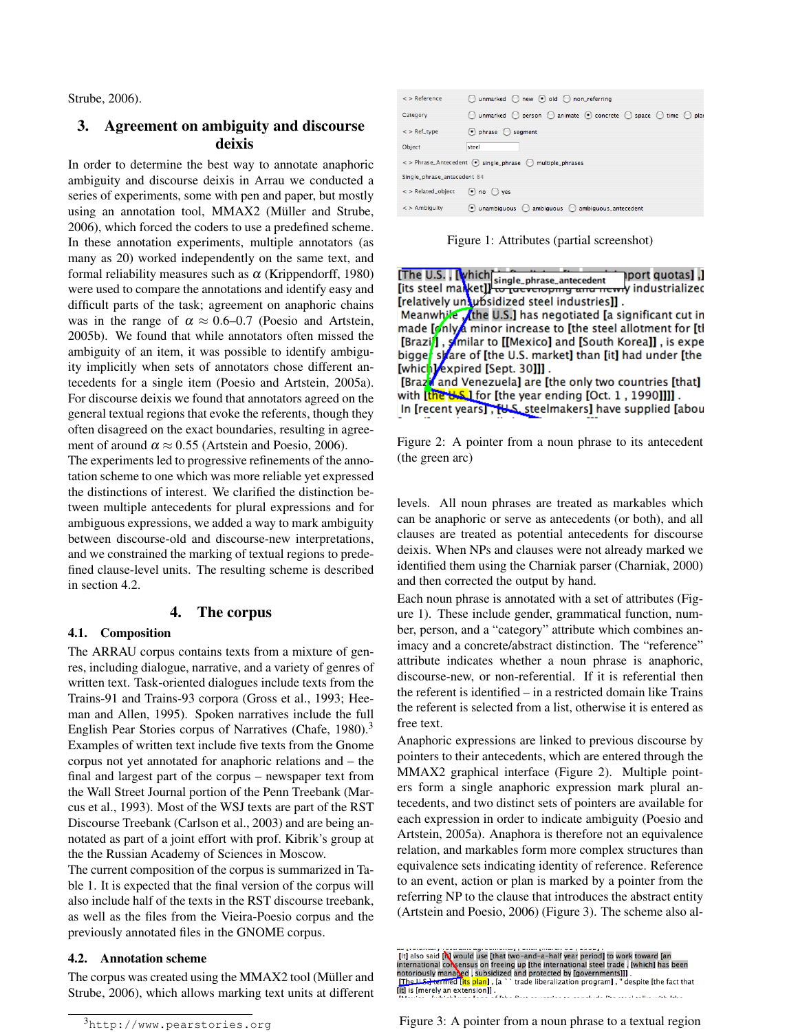Strube, 2006).

## 3. Agreement on ambiguity and discourse deixis

In order to determine the best way to annotate anaphoric ambiguity and discourse deixis in Arrau we conducted a series of experiments, some with pen and paper, but mostly using an annotation tool, MMAX2 (Müller and Strube, 2006), which forced the coders to use a predefined scheme. In these annotation experiments, multiple annotators (as many as 20) worked independently on the same text, and formal reliability measures such as $\alpha$ (Krippendorff, 1980) were used to compare the annotations and identify easy and difficult parts of the task; agreement on anaphoric chains was in the range of $\alpha \approx 0.6$–$0.7$ (Poesio and Artstein, 2005b). We found that while annotators often missed the ambiguity of an item, it was possible to identify ambiguity implicitly when sets of annotators chose different antecedents for a single item (Poesio and Artstein, 2005a). For discourse deixis we found that annotators agreed on the general textual regions that evoke the referents, though they often disagreed on the exact boundaries, resulting in agreement of around $\alpha \approx 0.55$ (Artstein and Poesio, 2006). The experiments led to progressive refinements of the annotation scheme to one which was more reliable yet expressed the distinctions of interest. We clarified the distinction between multiple antecedents for plural expressions and for ambiguous expressions, we added a way to mark ambiguity between discourse-old and discourse-new interpretations, and we constrained the marking of textual regions to predefined clause-level units. The resulting scheme is described in section 4.2.

## 4. The corpus

### 4.1. Composition

The ARRAU corpus contains texts from a mixture of genres, including dialogue, narrative, and a variety of genres of written text. Task-oriented dialogues include texts from the Trains-91 and Trains-93 corpora (Gross et al., 1993; Heeman and Allen, 1995). Spoken narratives include the full English Pear Stories corpus of Narratives (Chafe, 1980).[3] Examples of written text include five texts from the Gnome corpus not yet annotated for anaphoric relations and – the final and largest part of the corpus – newspaper text from the Wall Street Journal portion of the Penn Treebank (Marcus et al., 1993). Most of the WSJ texts are part of the RST Discourse Treebank (Carlson et al., 2003) and are being annotated as part of a joint effort with prof. Kibrik's group at the the Russian Academy of Sciences in Moscow.

The current composition of the corpus is summarized in Table 1. It is expected that the final version of the corpus will also include half of the texts in the RST discourse treebank, as well as the files from the Vieira-Poesio corpus and the previously annotated files in the GNOME corpus.

### 4.2. Annotation scheme

The corpus was created using the MMAX2 tool (Müller and Strube, 2006), which allows marking text units at different levels. All noun phrases are treated as markables which can be anaphoric or serve as antecedents (or both), and all clauses are treated as potential antecedents for discourse deixis. When NPs and clauses were not already marked we identified them using the Charniak parser (Charniak, 2000) and then corrected the output by hand.

Each noun phrase is annotated with a set of attributes (Figure 1). These include gender, grammatical function, number, person, and a "category" attribute which combines animacy and a concrete/abstract distinction. The "reference" attribute indicates whether a noun phrase is anaphoric, discourse-new, or non-referential. If it is referential then the referent is identified – in a restricted domain like Trains the referent is selected from a list, otherwise it is entered as free text.

Anaphoric expressions are linked to previous discourse by pointers to their antecedents, which are entered through the MMAX2 graphical interface (Figure 2). Multiple pointers form a single anaphoric expression mark plural antecedents, and two distinct sets of pointers are available for each expression in order to indicate ambiguity (Poesio and Artstein, 2005a). Anaphora is therefore not an equivalence relation, and markables form more complex structures than equivalence sets indicating identity of reference. Reference to an event, action or plan is marked by a pointer from the referring NP to the clause that introduces the abstract entity (Artstein and Poesio, 2006) (Figure 3). The scheme also al-

Figure 1: Attributes (partial screenshot)

Figure 2: A pointer from a noun phrase to its antecedent (the green arc)

Figure 3: A pointer from a noun phrase to a textual region

[3] http://www.pearstories.org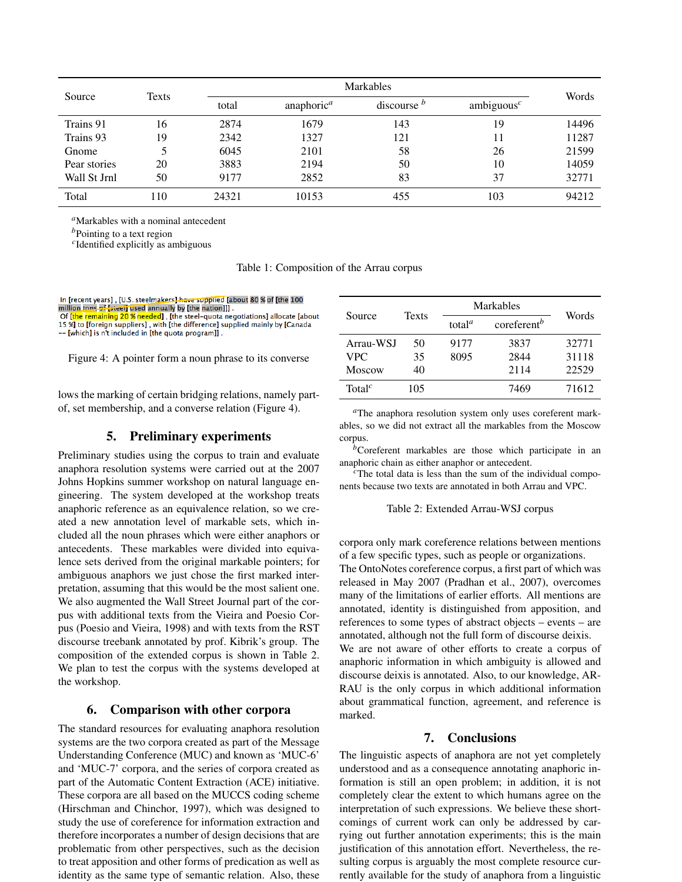| Source | Texts | Markables | | | | Words |
|---|---|---|---|---|---|---|
| | | total | anaphoric[a] | discourse [b] | ambiguous[c] | |
| Trains 91 | 16 | 2874 | 1679 | 143 | 19 | 14496 |
| Trains 93 | 19 | 2342 | 1327 | 121 | 11 | 11287 |
| Gnome | 5 | 6045 | 2101 | 58 | 26 | 21599 |
| Pear stories | 20 | 3883 | 2194 | 50 | 10 | 14059 |
| Wall St Jrnl | 50 | 9177 | 2852 | 83 | 37 | 32771 |
| Total | 110 | 24321 | 10153 | 455 | 103 | 94212 |

[a]Markables with a nominal antecedent
[b]Pointing to a text region
[c]Identified explicitly as ambiguous

Table 1: Composition of the Arrau corpus

In [recent years] , [U.S. steelmakers] have supplied [about 80 % of [the 100 million tons of [steel] used annually by [the nation]]] .
Of [the remaining 20 % needed] , [the steel-quota negotiations] allocate [about 15 %] to [foreign suppliers] , with [the difference] supplied mainly by [Canada -- [which] is n't included in [the quota program]] .

Figure 4: A pointer form a noun phrase to its converse

lows the marking of certain bridging relations, namely part-of, set membership, and a converse relation (Figure 4).

## 5. Preliminary experiments

Preliminary studies using the corpus to train and evaluate anaphora resolution systems were carried out at the 2007 Johns Hopkins summer workshop on natural language engineering. The system developed at the workshop treats anaphoric reference as an equivalence relation, so we created a new annotation level of markable sets, which included all the noun phrases which were either anaphors or antecedents. These markables were divided into equivalence sets derived from the original markable pointers; for ambiguous anaphors we just chose the first marked interpretation, assuming that this would be the most salient one. We also augmented the Wall Street Journal part of the corpus with additional texts from the Vieira and Poesio Corpus (Poesio and Vieira, 1998) and with texts from the RST discourse treebank annotated by prof. Kibrik's group. The composition of the extended corpus is shown in Table 2. We plan to test the corpus with the systems developed at the workshop.

| Source | Texts | Markables | | Words |
|---|---|---|---|---|
| | | total[a] | coreferent[b] | |
| Arrau-WSJ | 50 | 9177 | 3837 | 32771 |
| VPC | 35 | 8095 | 2844 | 31118 |
| Moscow | 40 | | 2114 | 22529 |
| Total[c] | 105 | | 7469 | 71612 |

[a]The anaphora resolution system only uses coreferent markables, so we did not extract all the markables from the Moscow corpus.
[b]Coreferent markables are those which participate in an anaphoric chain as either anaphor or antecedent.
[c]The total data is less than the sum of the individual components because two texts are annotated in both Arrau and VPC.

Table 2: Extended Arrau-WSJ corpus

## 6. Comparison with other corpora

The standard resources for evaluating anaphora resolution systems are the two corpora created as part of the Message Understanding Conference (MUC) and known as 'MUC-6' and 'MUC-7' corpora, and the series of corpora created as part of the Automatic Content Extraction (ACE) initiative. These corpora are all based on the MUCCS coding scheme (Hirschman and Chinchor, 1997), which was designed to study the use of coreference for information extraction and therefore incorporates a number of design decisions that are problematic from other perspectives, such as the decision to treat apposition and other forms of predication as well as identity as the same type of semantic relation. Also, these corpora only mark coreference relations between mentions of a few specific types, such as people or organizations.
The OntoNotes coreference corpus, a first part of which was released in May 2007 (Pradhan et al., 2007), overcomes many of the limitations of earlier efforts. All mentions are annotated, identity is distinguished from apposition, and references to some types of abstract objects – events – are annotated, although not the full form of discourse deixis.
We are not aware of other efforts to create a corpus of anaphoric information in which ambiguity is allowed and discourse deixis is annotated. Also, to our knowledge, ARRAU is the only corpus in which additional information about grammatical function, agreement, and reference is marked.

## 7. Conclusions

The linguistic aspects of anaphora are not yet completely understood and as a consequence annotating anaphoric information is still an open problem; in addition, it is not completely clear the extent to which humans agree on the interpretation of such expressions. We believe these shortcomings of current work can only be addressed by carrying out further annotation experiments; this is the main justification of this annotation effort. Nevertheless, the resulting corpus is arguably the most complete resource currently available for the study of anaphora from a linguistic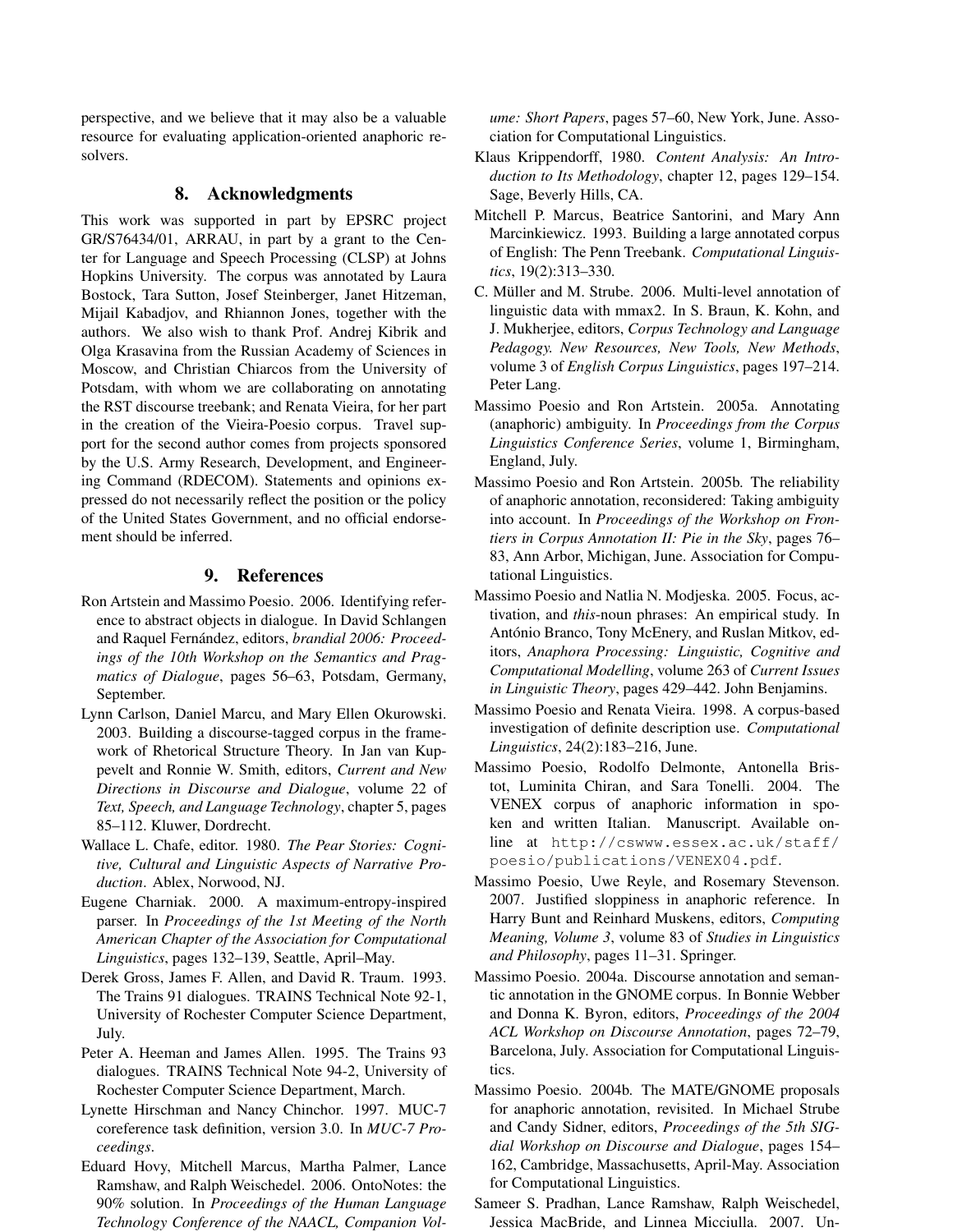perspective, and we believe that it may also be a valuable resource for evaluating application-oriented anaphoric resolvers.

## 8. Acknowledgments

This work was supported in part by EPSRC project GR/S76434/01, ARRAU, in part by a grant to the Center for Language and Speech Processing (CLSP) at Johns Hopkins University. The corpus was annotated by Laura Bostock, Tara Sutton, Josef Steinberger, Janet Hitzeman, Mijail Kabadjov, and Rhiannon Jones, together with the authors. We also wish to thank Prof. Andrej Kibrik and Olga Krasavina from the Russian Academy of Sciences in Moscow, and Christian Chiarcos from the University of Potsdam, with whom we are collaborating on annotating the RST discourse treebank; and Renata Vieira, for her part in the creation of the Vieira-Poesio corpus. Travel support for the second author comes from projects sponsored by the U.S. Army Research, Development, and Engineering Command (RDECOM). Statements and opinions expressed do not necessarily reflect the position or the policy of the United States Government, and no official endorsement should be inferred.

## 9. References

Ron Artstein and Massimo Poesio. 2006. Identifying reference to abstract objects in dialogue. In David Schlangen and Raquel Fernández, editors, *brandial 2006: Proceedings of the 10th Workshop on the Semantics and Pragmatics of Dialogue*, pages 56–63, Potsdam, Germany, September.

Lynn Carlson, Daniel Marcu, and Mary Ellen Okurowski. 2003. Building a discourse-tagged corpus in the framework of Rhetorical Structure Theory. In Jan van Kuppevelt and Ronnie W. Smith, editors, *Current and New Directions in Discourse and Dialogue*, volume 22 of *Text, Speech, and Language Technology*, chapter 5, pages 85–112. Kluwer, Dordrecht.

Wallace L. Chafe, editor. 1980. *The Pear Stories: Cognitive, Cultural and Linguistic Aspects of Narrative Production*. Ablex, Norwood, NJ.

Eugene Charniak. 2000. A maximum-entropy-inspired parser. In *Proceedings of the 1st Meeting of the North American Chapter of the Association for Computational Linguistics*, pages 132–139, Seattle, April–May.

Derek Gross, James F. Allen, and David R. Traum. 1993. The Trains 91 dialogues. TRAINS Technical Note 92-1, University of Rochester Computer Science Department, July.

Peter A. Heeman and James Allen. 1995. The Trains 93 dialogues. TRAINS Technical Note 94-2, University of Rochester Computer Science Department, March.

Lynette Hirschman and Nancy Chinchor. 1997. MUC-7 coreference task definition, version 3.0. In *MUC-7 Proceedings*.

Eduard Hovy, Mitchell Marcus, Martha Palmer, Lance Ramshaw, and Ralph Weischedel. 2006. OntoNotes: the 90% solution. In *Proceedings of the Human Language Technology Conference of the NAACL, Companion Volume: Short Papers*, pages 57–60, New York, June. Association for Computational Linguistics.

Klaus Krippendorff, 1980. *Content Analysis: An Introduction to Its Methodology*, chapter 12, pages 129–154. Sage, Beverly Hills, CA.

Mitchell P. Marcus, Beatrice Santorini, and Mary Ann Marcinkiewicz. 1993. Building a large annotated corpus of English: The Penn Treebank. *Computational Linguistics*, 19(2):313–330.

C. Müller and M. Strube. 2006. Multi-level annotation of linguistic data with mmax2. In S. Braun, K. Kohn, and J. Mukherjee, editors, *Corpus Technology and Language Pedagogy. New Resources, New Tools, New Methods*, volume 3 of *English Corpus Linguistics*, pages 197–214. Peter Lang.

Massimo Poesio and Ron Artstein. 2005a. Annotating (anaphoric) ambiguity. In *Proceedings from the Corpus Linguistics Conference Series*, volume 1, Birmingham, England, July.

Massimo Poesio and Ron Artstein. 2005b. The reliability of anaphoric annotation, reconsidered: Taking ambiguity into account. In *Proceedings of the Workshop on Frontiers in Corpus Annotation II: Pie in the Sky*, pages 76–83, Ann Arbor, Michigan, June. Association for Computational Linguistics.

Massimo Poesio and Natlia N. Modjeska. 2005. Focus, activation, and *this*-noun phrases: An empirical study. In António Branco, Tony McEnery, and Ruslan Mitkov, editors, *Anaphora Processing: Linguistic, Cognitive and Computational Modelling*, volume 263 of *Current Issues in Linguistic Theory*, pages 429–442. John Benjamins.

Massimo Poesio and Renata Vieira. 1998. A corpus-based investigation of definite description use. *Computational Linguistics*, 24(2):183–216, June.

Massimo Poesio, Rodolfo Delmonte, Antonella Bristot, Luminita Chiran, and Sara Tonelli. 2004. The VENEX corpus of anaphoric information in spoken and written Italian. Manuscript. Available online at `http://cswww.essex.ac.uk/staff/poesio/publications/VENEX04.pdf`.

Massimo Poesio, Uwe Reyle, and Rosemary Stevenson. 2007. Justified sloppiness in anaphoric reference. In Harry Bunt and Reinhard Muskens, editors, *Computing Meaning, Volume 3*, volume 83 of *Studies in Linguistics and Philosophy*, pages 11–31. Springer.

Massimo Poesio. 2004a. Discourse annotation and semantic annotation in the GNOME corpus. In Bonnie Webber and Donna K. Byron, editors, *Proceedings of the 2004 ACL Workshop on Discourse Annotation*, pages 72–79, Barcelona, July. Association for Computational Linguistics.

Massimo Poesio. 2004b. The MATE/GNOME proposals for anaphoric annotation, revisited. In Michael Strube and Candy Sidner, editors, *Proceedings of the 5th SIGdial Workshop on Discourse and Dialogue*, pages 154–162, Cambridge, Massachusetts, April-May. Association for Computational Linguistics.

Sameer S. Pradhan, Lance Ramshaw, Ralph Weischedel, Jessica MacBride, and Linnea Micciulla. 2007. Un-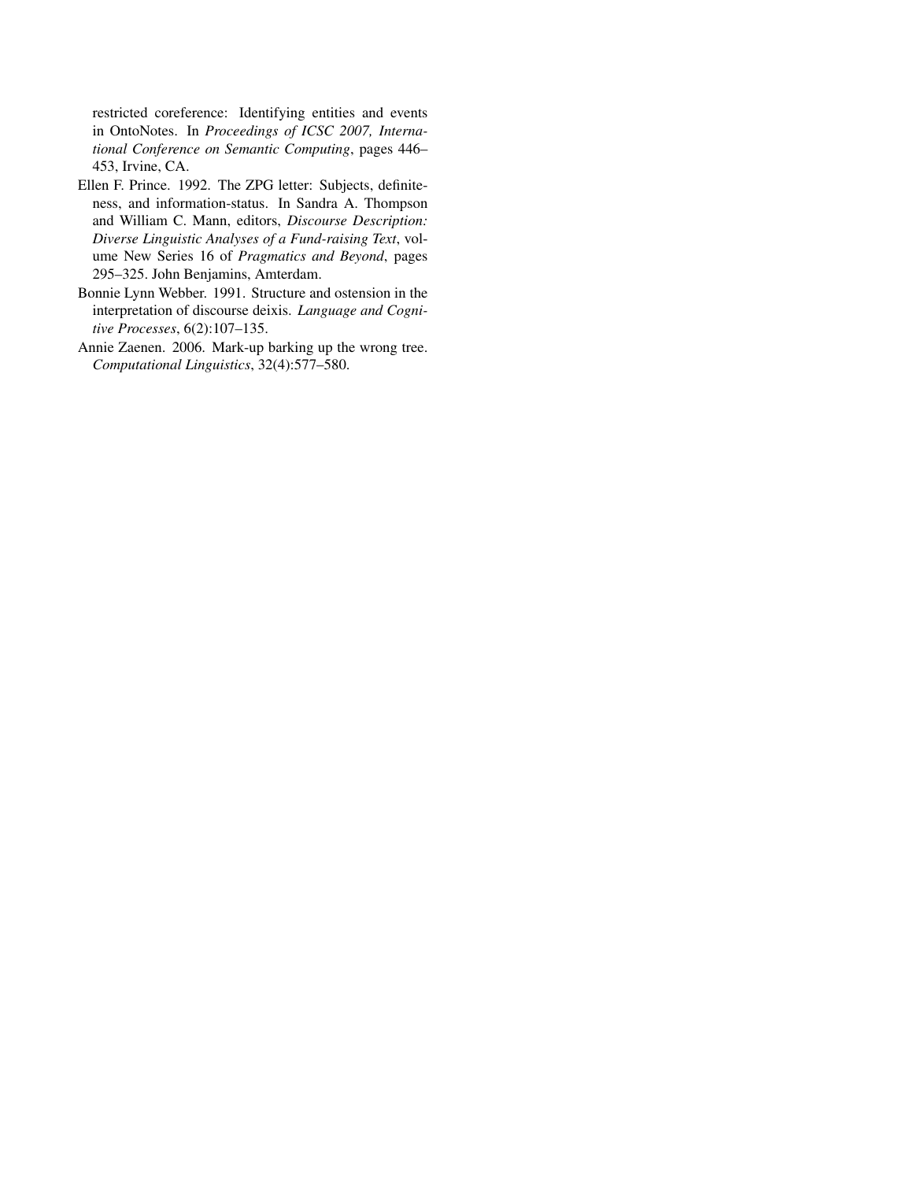restricted coreference: Identifying entities and events in OntoNotes. In *Proceedings of ICSC 2007, International Conference on Semantic Computing*, pages 446–453, Irvine, CA.

Ellen F. Prince. 1992. The ZPG letter: Subjects, definiteness, and information-status. In Sandra A. Thompson and William C. Mann, editors, *Discourse Description: Diverse Linguistic Analyses of a Fund-raising Text*, volume New Series 16 of *Pragmatics and Beyond*, pages 295–325. John Benjamins, Amterdam.

Bonnie Lynn Webber. 1991. Structure and ostension in the interpretation of discourse deixis. *Language and Cognitive Processes*, 6(2):107–135.

Annie Zaenen. 2006. Mark-up barking up the wrong tree. *Computational Linguistics*, 32(4):577–580.